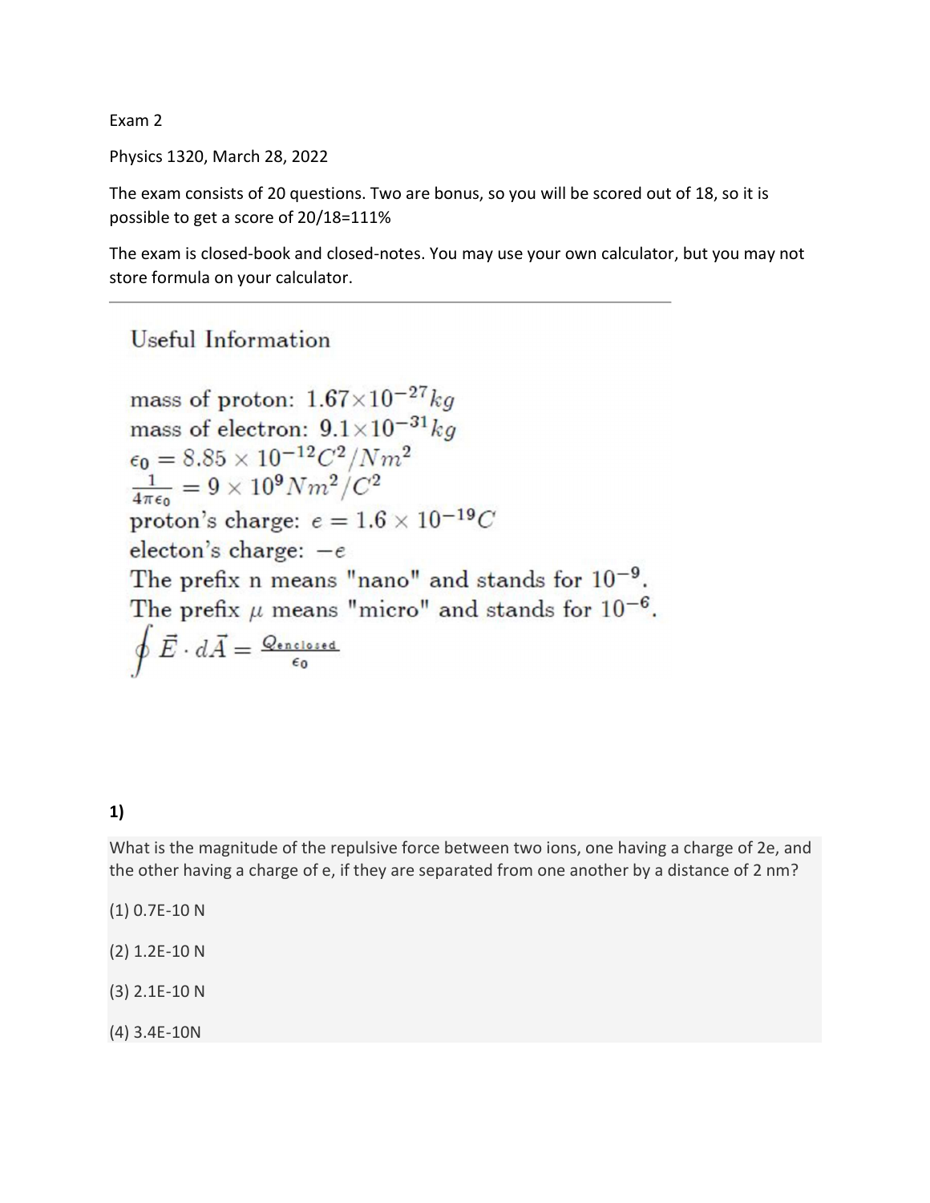Exam 2

Physics 1320, March 28, 2022

The exam consists of 20 questions. Two are bonus, so you will be scored out of 18, so it is possible to get a score of 20/18=111%

The exam is closed-book and closed-notes. You may use your own calculator, but you may not store formula on your calculator.

---

## Useful Information

mass of proton: $1.67 \times 10^{-27} kg$

mass of electron: $9.1 \times 10^{-31} kg$

$\epsilon_0 = 8.85 \times 10^{-12} C^2/Nm^2$

$\frac{1}{4\pi\epsilon_0} = 9 \times 10^9 Nm^2/C^2$

proton's charge: $e = 1.6 \times 10^{-19} C$

electon's charge: $-e$

The prefix n means "nano" and stands for $10^{-9}$.

The prefix $\mu$ means "micro" and stands for $10^{-6}$.

$$\oint \vec{E} \cdot d\vec{A} = \frac{Q_{enclosed}}{\epsilon_0}$$

**1)**

What is the magnitude of the repulsive force between two ions, one having a charge of 2e, and the other having a charge of e, if they are separated from one another by a distance of 2 nm?

(1) 0.7E-10 N

(2) 1.2E-10 N

(3) 2.1E-10 N

(4) 3.4E-10N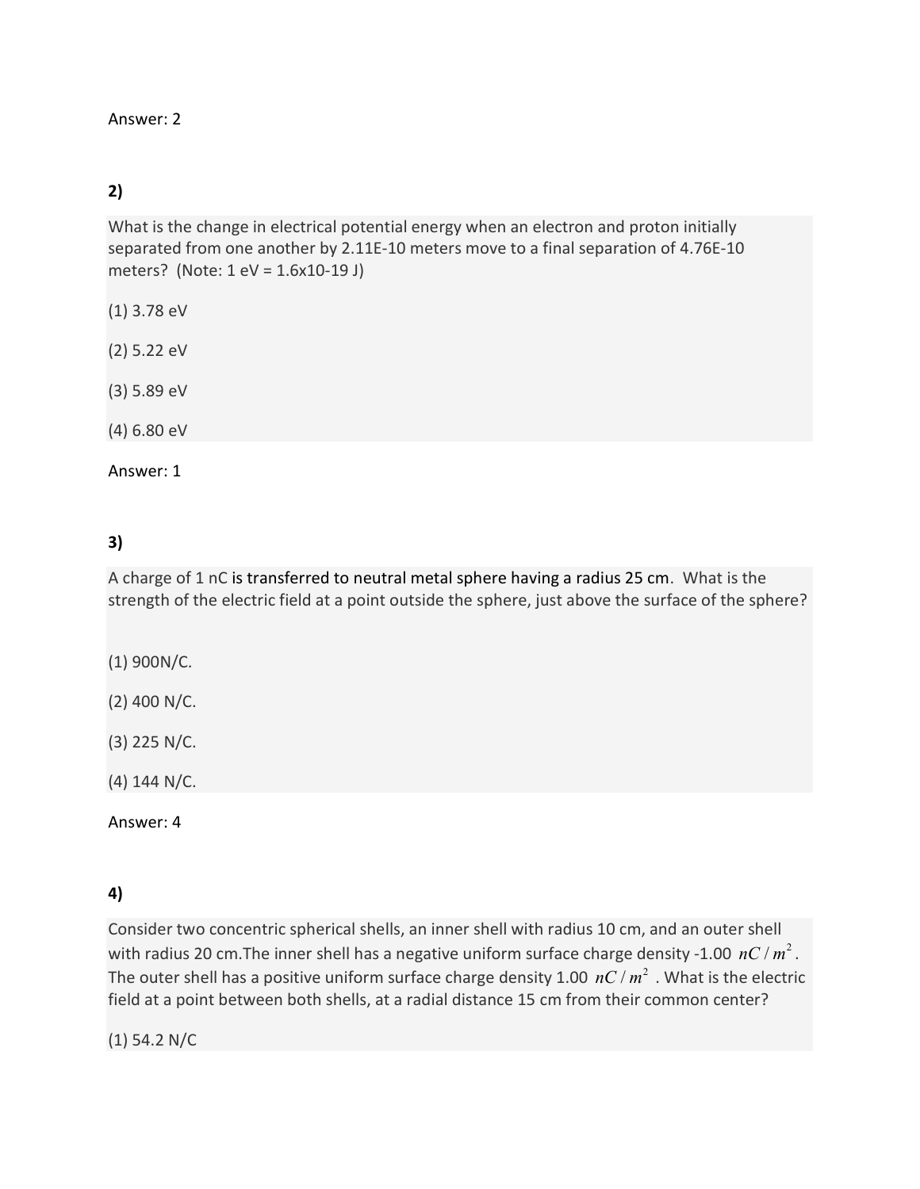Answer: 2

### 2)

What is the change in electrical potential energy when an electron and proton initially separated from one another by 2.11E-10 meters move to a final separation of 4.76E-10 meters? (Note: 1 eV = 1.6x10-19 J)

(1) 3.78 eV

(2) 5.22 eV

(3) 5.89 eV

(4) 6.80 eV

Answer: 1

### 3)

A charge of 1 nC is transferred to neutral metal sphere having a radius 25 cm. What is the strength of the electric field at a point outside the sphere, just above the surface of the sphere?

(1) 900N/C.

(2) 400 N/C.

(3) 225 N/C.

(4) 144 N/C.

Answer: 4

### 4)

Consider two concentric spherical shells, an inner shell with radius 10 cm, and an outer shell with radius 20 cm.The inner shell has a negative uniform surface charge density -1.00 $nC/m^2$. The outer shell has a positive uniform surface charge density 1.00 $nC/m^2$. What is the electric field at a point between both shells, at a radial distance 15 cm from their common center?

(1) 54.2 N/C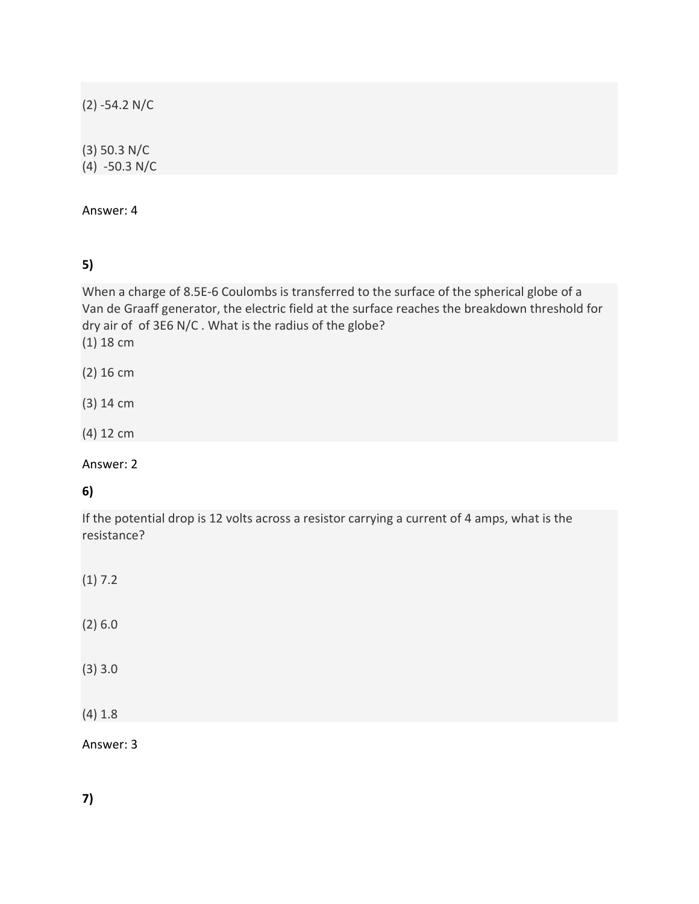(2) -54.2 N/C

(3) 50.3 N/C
(4) -50.3 N/C

Answer: 4

**5)**

When a charge of 8.5E-6 Coulombs is transferred to the surface of the spherical globe of a Van de Graaff generator, the electric field at the surface reaches the breakdown threshold for dry air of of 3E6 N/C . What is the radius of the globe?
(1) 18 cm

(2) 16 cm

(3) 14 cm

(4) 12 cm

Answer: 2

**6)**

If the potential drop is 12 volts across a resistor carrying a current of 4 amps, what is the resistance?

(1) 7.2

(2) 6.0

(3) 3.0

(4) 1.8

Answer: 3

**7)**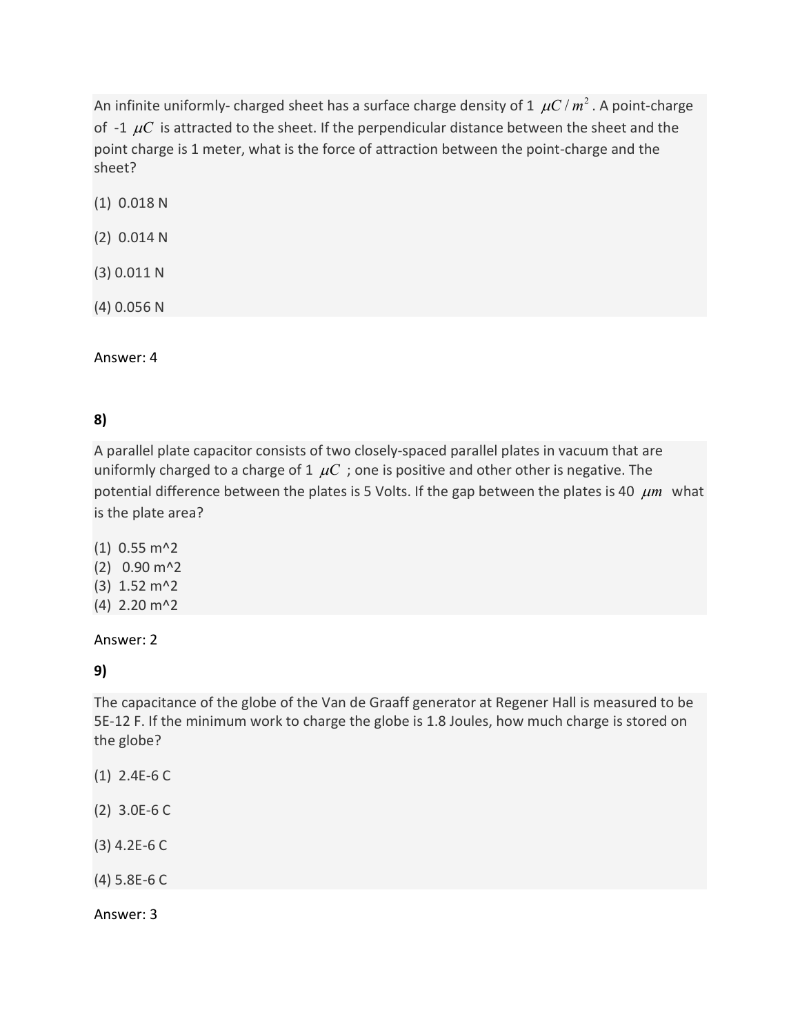An infinite uniformly- charged sheet has a surface charge density of 1 $\mu C/m^2$. A point-charge of -1 $\mu C$ is attracted to the sheet. If the perpendicular distance between the sheet and the point charge is 1 meter, what is the force of attraction between the point-charge and the sheet?

(1) 0.018 N

(2) 0.014 N

(3) 0.011 N

(4) 0.056 N

Answer: 4

**8)**

A parallel plate capacitor consists of two closely-spaced parallel plates in vacuum that are uniformly charged to a charge of 1 $\mu C$ ; one is positive and other other is negative. The potential difference between the plates is 5 Volts. If the gap between the plates is 40 $\mu m$ what is the plate area?

(1) 0.55 m^2
(2) 0.90 m^2
(3) 1.52 m^2
(4) 2.20 m^2

Answer: 2

**9)**

The capacitance of the globe of the Van de Graaff generator at Regener Hall is measured to be 5E-12 F. If the minimum work to charge the globe is 1.8 Joules, how much charge is stored on the globe?

(1) 2.4E-6 C

(2) 3.0E-6 C

(3) 4.2E-6 C

(4) 5.8E-6 C

Answer: 3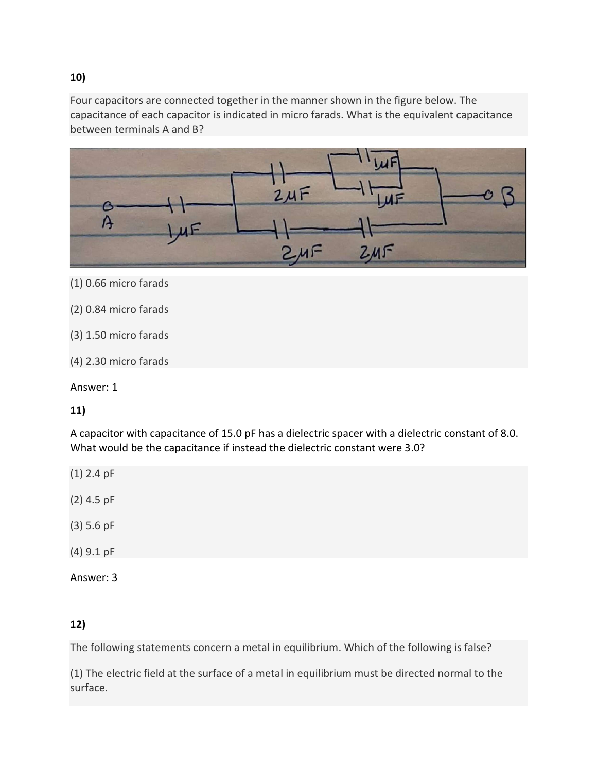**10)**

Four capacitors are connected together in the manner shown in the figure below. The capacitance of each capacitor is indicated in micro farads. What is the equivalent capacitance between terminals A and B?

(1) 0.66 micro farads

(2) 0.84 micro farads

(3) 1.50 micro farads

(4) 2.30 micro farads

Answer: 1

**11)**

A capacitor with capacitance of 15.0 pF has a dielectric spacer with a dielectric constant of 8.0. What would be the capacitance if instead the dielectric constant were 3.0?

(1) 2.4 pF

(2) 4.5 pF

(3) 5.6 pF

(4) 9.1 pF

Answer: 3

**12)**

The following statements concern a metal in equilibrium. Which of the following is false?

(1) The electric field at the surface of a metal in equilibrium must be directed normal to the surface.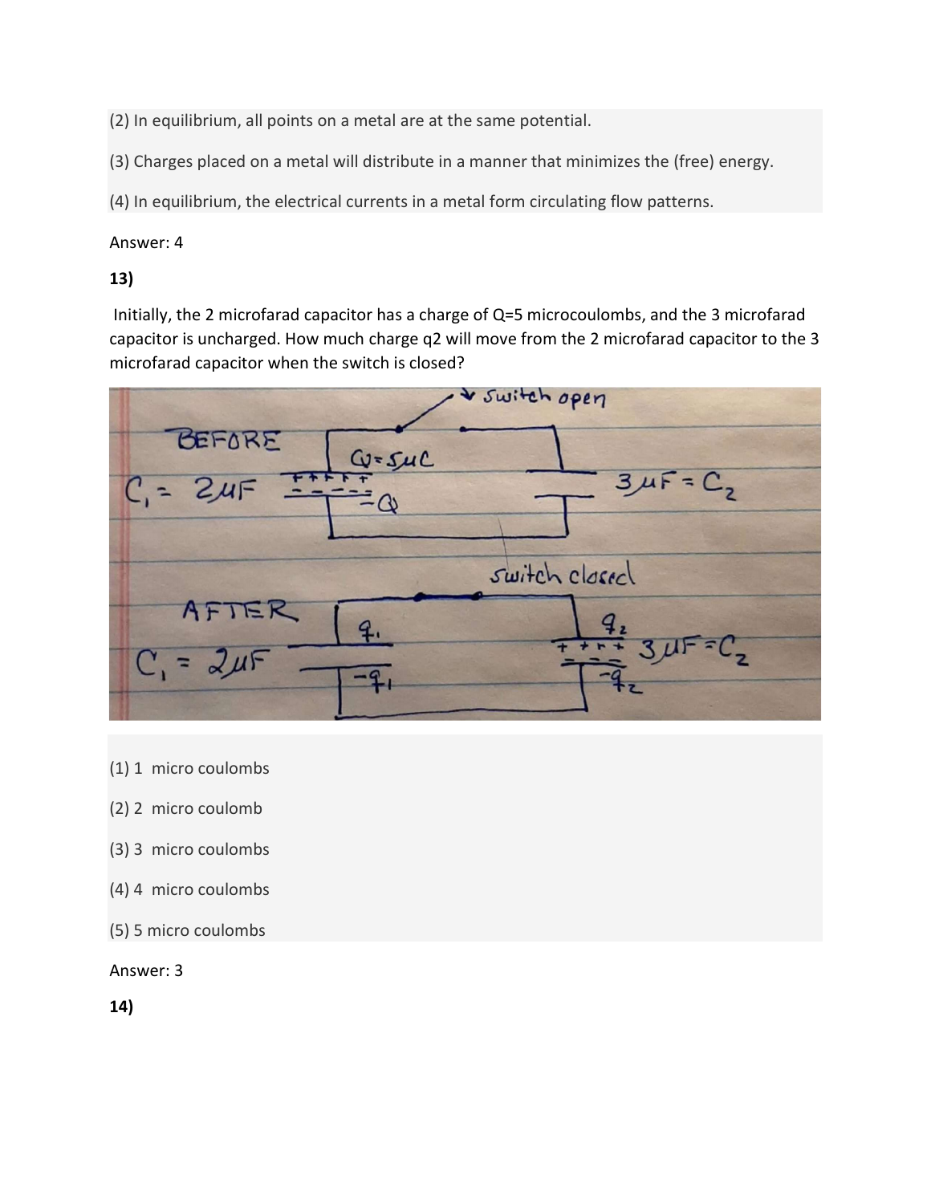(2) In equilibrium, all points on a metal are at the same potential.

(3) Charges placed on a metal will distribute in a manner that minimizes the (free) energy.

(4) In equilibrium, the electrical currents in a metal form circulating flow patterns.

Answer: 4

**13)**

Initially, the 2 microfarad capacitor has a charge of Q=5 microcoulombs, and the 3 microfarad capacitor is uncharged. How much charge q2 will move from the 2 microfarad capacitor to the 3 microfarad capacitor when the switch is closed?

(1) 1 micro coulombs

(2) 2 micro coulomb

(3) 3 micro coulombs

(4) 4 micro coulombs

(5) 5 micro coulombs

Answer: 3

**14)**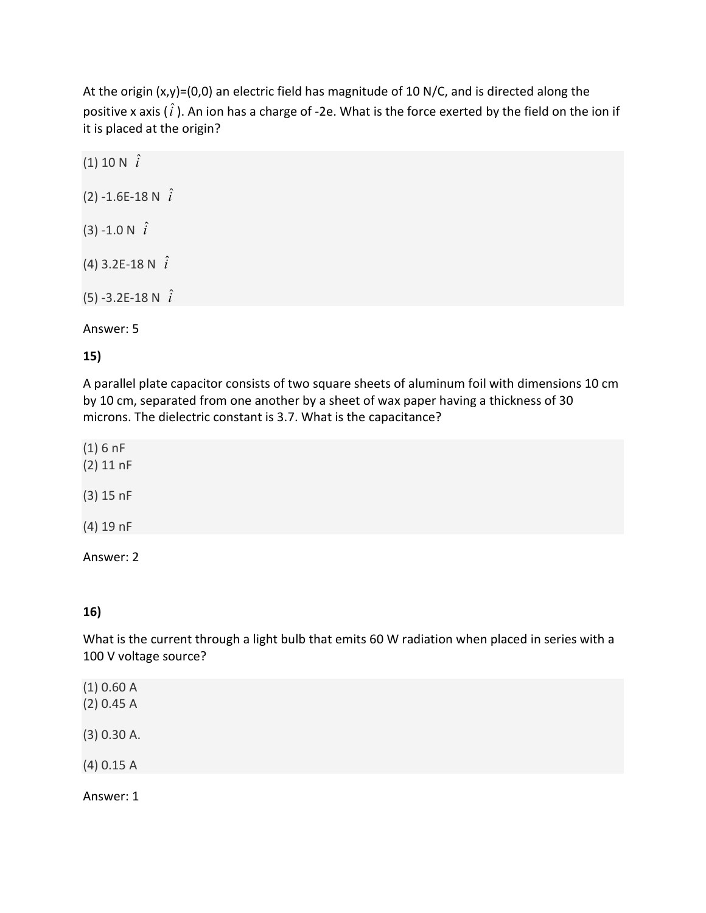At the origin (x,y)=(0,0) an electric field has magnitude of 10 N/C, and is directed along the positive x axis ($\hat{i}$). An ion has a charge of -2e. What is the force exerted by the field on the ion if it is placed at the origin?

(1) 10 N $\hat{i}$

(2) -1.6E-18 N $\hat{i}$

(3) -1.0 N $\hat{i}$

(4) 3.2E-18 N $\hat{i}$

(5) -3.2E-18 N $\hat{i}$

Answer: 5

**15)**

A parallel plate capacitor consists of two square sheets of aluminum foil with dimensions 10 cm by 10 cm, separated from one another by a sheet of wax paper having a thickness of 30 microns. The dielectric constant is 3.7. What is the capacitance?

(1) 6 nF
(2) 11 nF

(3) 15 nF

(4) 19 nF

Answer: 2

**16)**

What is the current through a light bulb that emits 60 W radiation when placed in series with a 100 V voltage source?

(1) 0.60 A
(2) 0.45 A

(3) 0.30 A.

(4) 0.15 A

Answer: 1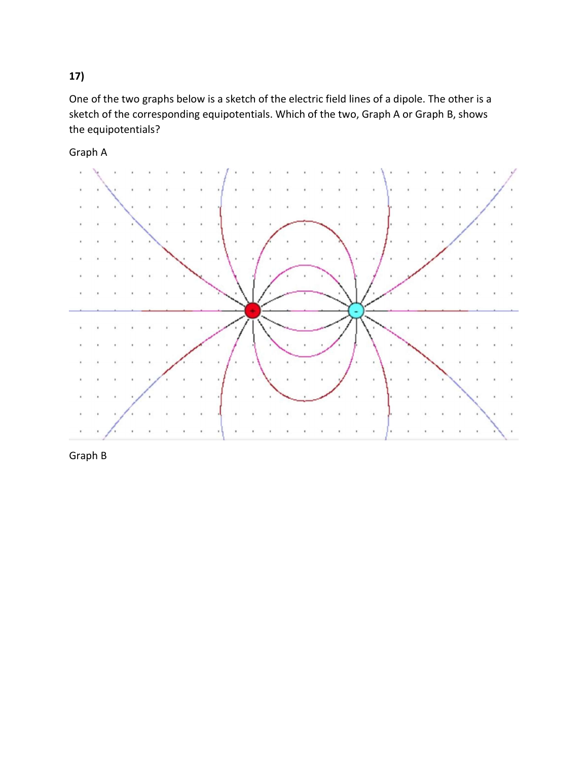**17)**

One of the two graphs below is a sketch of the electric field lines of a dipole. The other is a sketch of the corresponding equipotentials. Which of the two, Graph A or Graph B, shows the equipotentials?

Graph A

Graph B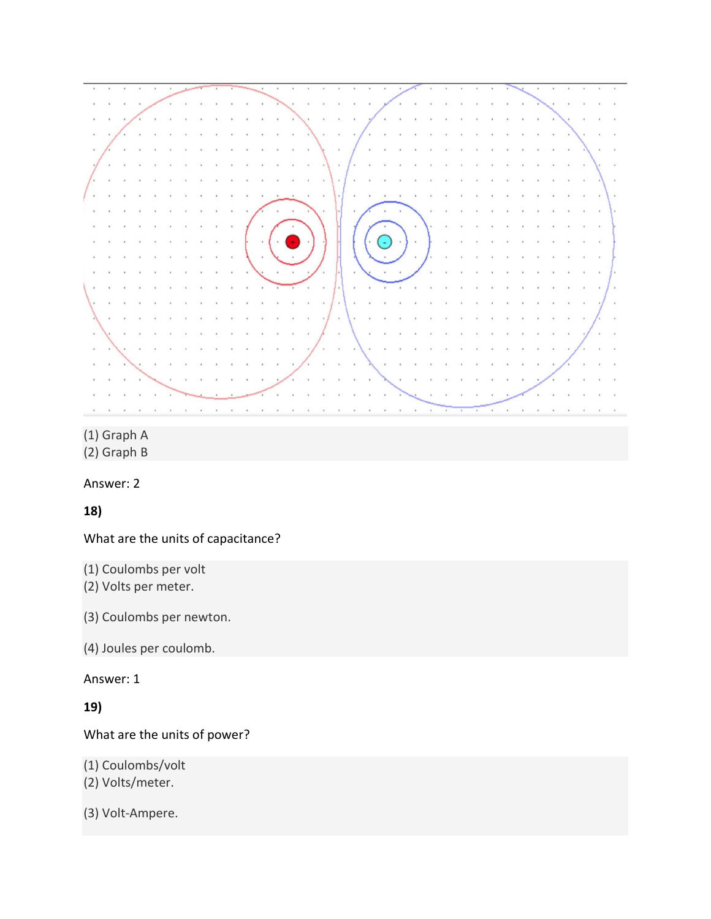(1) Graph A
(2) Graph B

Answer: 2

**18)**

What are the units of capacitance?

(1) Coulombs per volt
(2) Volts per meter.

(3) Coulombs per newton.

(4) Joules per coulomb.

Answer: 1

**19)**

What are the units of power?

(1) Coulombs/volt
(2) Volts/meter.

(3) Volt-Ampere.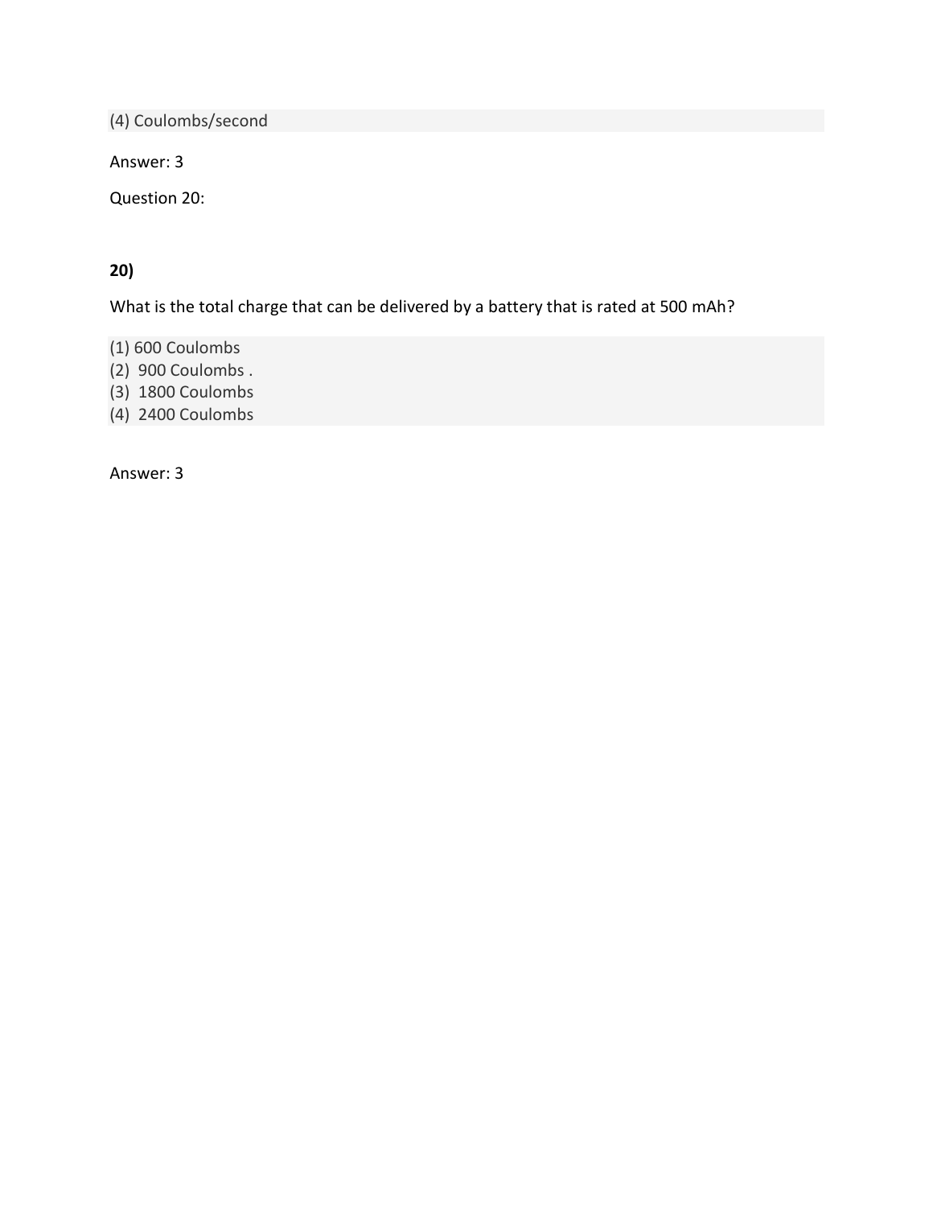(4) Coulombs/second

Answer: 3

Question 20:

**20)**

What is the total charge that can be delivered by a battery that is rated at 500 mAh?

(1) 600 Coulombs
(2)  900 Coulombs .
(3)  1800 Coulombs
(4)  2400 Coulombs

Answer: 3